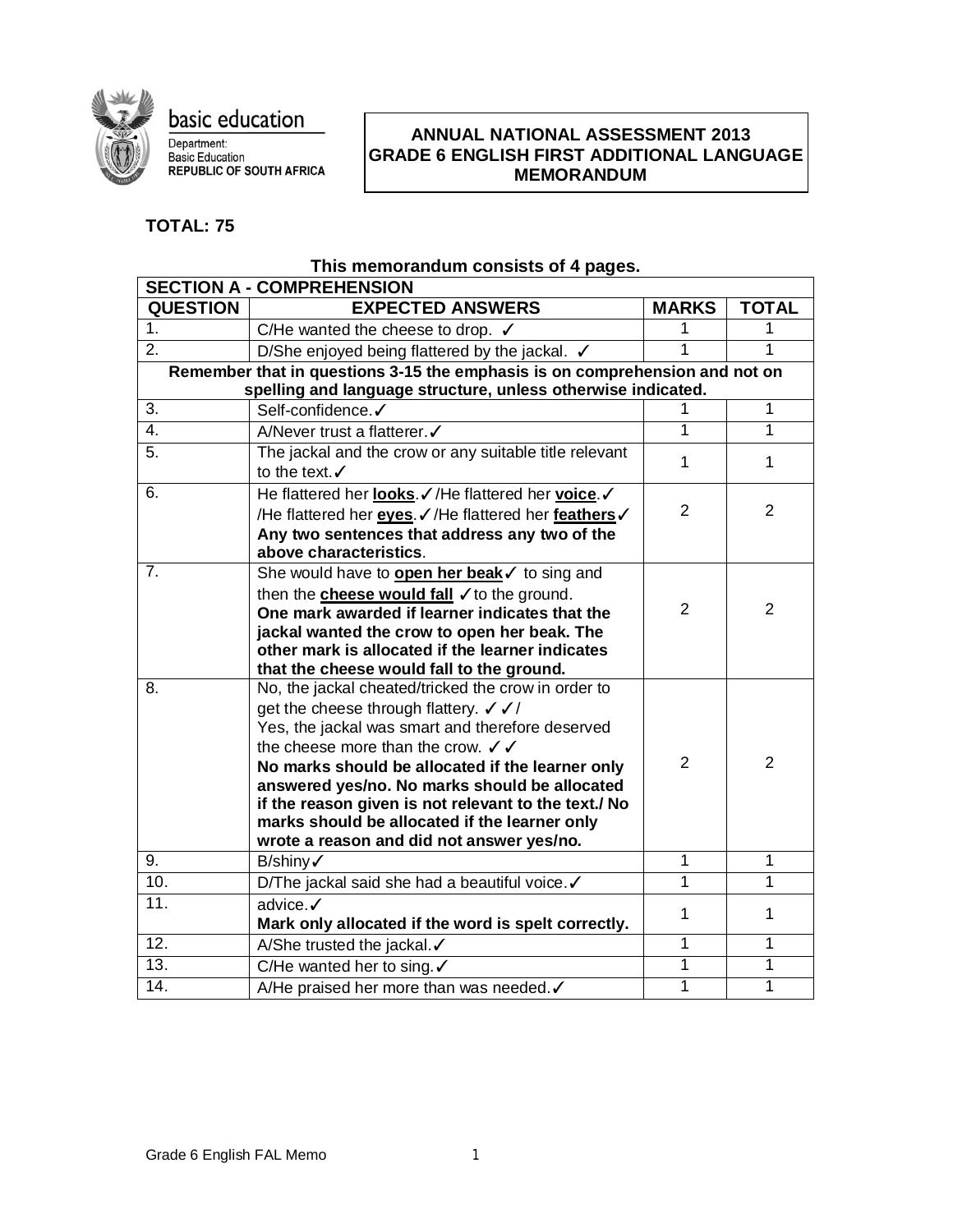basic education

Department:
Basic Education
REPUBLIC OF SOUTH AFRICA

**ANNUAL NATIONAL ASSESSMENT 2013**
**GRADE 6 ENGLISH FIRST ADDITIONAL LANGUAGE**
**MEMORANDUM**

**TOTAL: 75**

**This memorandum consists of 4 pages.**

| **SECTION A - COMPREHENSION** | | | |
|---|---|---|---|
| **QUESTION** | **EXPECTED ANSWERS** | **MARKS** | **TOTAL** |
| 1. | C/He wanted the cheese to drop. ✓ | 1 | 1 |
| 2. | D/She enjoyed being flattered by the jackal. ✓ | 1 | 1 |
| **Remember that in questions 3-15 the emphasis is on comprehension and not on spelling and language structure, unless otherwise indicated.** | | | |
| 3. | Self-confidence.✓ | 1 | 1 |
| 4. | A/Never trust a flatterer.✓ | 1 | 1 |
| 5. | The jackal and the crow or any suitable title relevant to the text.✓ | 1 | 1 |
| 6. | He flattered her **looks**.✓/He flattered her **voice**.✓ /He flattered her **eyes**.✓/He flattered her **feathers**✓ **Any two sentences that address any two of the above characteristics**. | 2 | 2 |
| 7. | She would have to **open her beak**✓ to sing and then the **cheese would fall** ✓to the ground. **One mark awarded if learner indicates that the jackal wanted the crow to open her beak. The other mark is allocated if the learner indicates that the cheese would fall to the ground.** | 2 | 2 |
| 8. | No, the jackal cheated/tricked the crow in order to get the cheese through flattery. ✓✓/ Yes, the jackal was smart and therefore deserved the cheese more than the crow. ✓✓ **No marks should be allocated if the learner only answered yes/no. No marks should be allocated if the reason given is not relevant to the text./ No marks should be allocated if the learner only wrote a reason and did not answer yes/no.** | 2 | 2 |
| 9. | B/shiny✓ | 1 | 1 |
| 10. | D/The jackal said she had a beautiful voice.✓ | 1 | 1 |
| 11. | advice.✓ **Mark only allocated if the word is spelt correctly.** | 1 | 1 |
| 12. | A/She trusted the jackal.✓ | 1 | 1 |
| 13. | C/He wanted her to sing.✓ | 1 | 1 |
| 14. | A/He praised her more than was needed.✓ | 1 | 1 |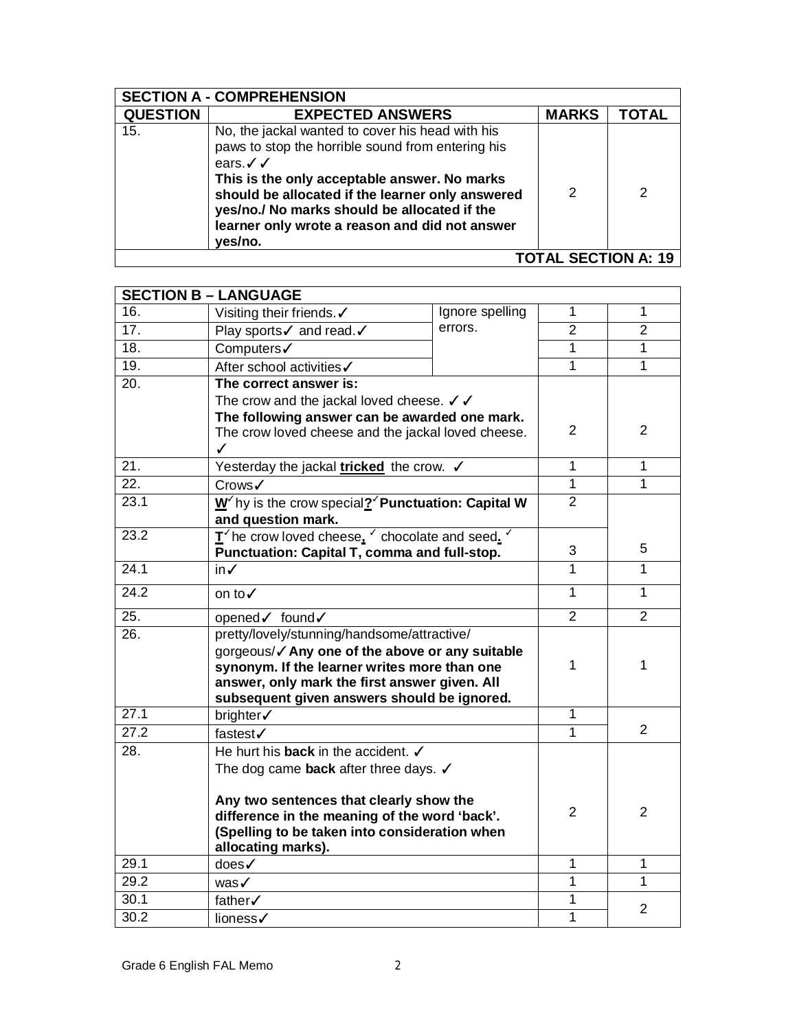| SECTION A - COMPREHENSION | | | |
|---|---|---|---|
| **QUESTION** | **EXPECTED ANSWERS** | **MARKS** | **TOTAL** |
| 15. | No, the jackal wanted to cover his head with his paws to stop the horrible sound from entering his ears.✓✓ **This is the only acceptable answer. No marks should be allocated if the learner only answered yes/no./ No marks should be allocated if the learner only wrote a reason and did not answer yes/no.** | 2 | 2 |
| | | | **TOTAL SECTION A: 19** |

| SECTION B – LANGUAGE | | | | |
|---|---|---|---|---|
| 16. | Visiting their friends.✓ | Ignore spelling errors. | 1 | 1 |
| 17. | Play sports✓ and read.✓ | | 2 | 2 |
| 18. | Computers✓ | | 1 | 1 |
| 19. | After school activities✓ | | 1 | 1 |
| 20. | **The correct answer is:** The crow and the jackal loved cheese. ✓✓ **The following answer can be awarded one mark.** The crow loved cheese and the jackal loved cheese. ✓ | | 2 | 2 |
| 21. | Yesterday the jackal **tricked** the crow. ✓ | | 1 | 1 |
| 22. | Crows✓ | | 1 | 1 |
| 23.1 | **W**✓hy is the crow special**?**✓ **Punctuation: Capital W and question mark.** | | 2 | 5 |
| 23.2 | **T**✓he crow loved cheese**,**✓ chocolate and seed**.**✓ **Punctuation: Capital T, comma and full-stop.** | | 3 | |
| 24.1 | in✓ | | 1 | 1 |
| 24.2 | on to✓ | | 1 | 1 |
| 25. | opened✓ found✓ | | 2 | 2 |
| 26. | pretty/lovely/stunning/handsome/attractive/ gorgeous/✓ **Any one of the above or any suitable synonym. If the learner writes more than one answer, only mark the first answer given. All subsequent given answers should be ignored.** | | 1 | 1 |
| 27.1 | brighter✓ | | 1 | 2 |
| 27.2 | fastest✓ | | 1 | |
| 28. | He hurt his **back** in the accident. ✓ The dog came **back** after three days. ✓ **Any two sentences that clearly show the difference in the meaning of the word 'back'. (Spelling to be taken into consideration when allocating marks).** | | 2 | 2 |
| 29.1 | does✓ | | 1 | 1 |
| 29.2 | was✓ | | 1 | 1 |
| 30.1 | father✓ | | 1 | 2 |
| 30.2 | lioness✓ | | 1 | |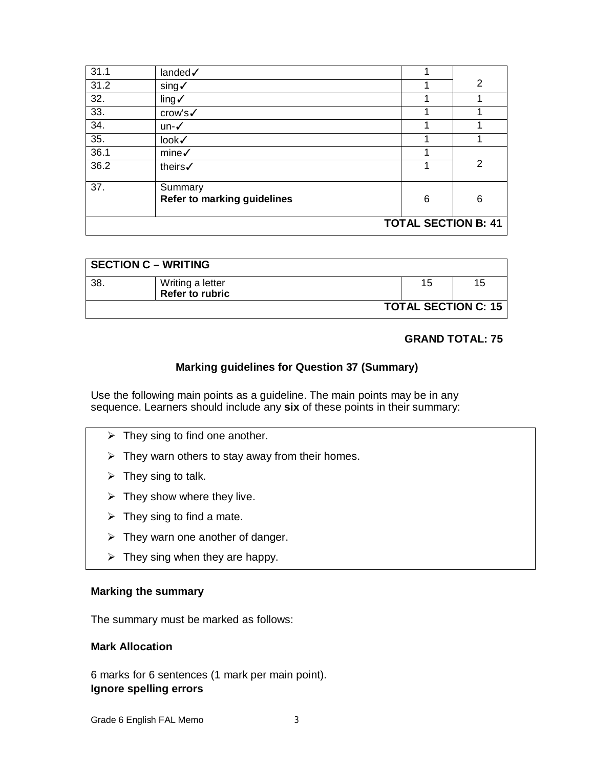| | | | |
|---|---|---|---|
| 31.1 | landed✓ | 1 | 2 |
| 31.2 | sing✓ | 1 | |
| 32. | ling✓ | 1 | 1 |
| 33. | crow's✓ | 1 | 1 |
| 34. | un-✓ | 1 | 1 |
| 35. | look✓ | 1 | 1 |
| 36.1 | mine✓ | 1 | 2 |
| 36.2 | theirs✓ | 1 | |
| 37. | Summary<br>**Refer to marking guidelines** | 6 | 6 |
| | | | **TOTAL SECTION B: 41** |

| **SECTION C – WRITING** | | | |
|---|---|---|---|
| 38. | Writing a letter<br>**Refer to rubric** | 15 | 15 |
| | | | **TOTAL SECTION C: 15** |

**GRAND TOTAL: 75**

### Marking guidelines for Question 37 (Summary)

Use the following main points as a guideline. The main points may be in any sequence. Learners should include any **six** of these points in their summary:

- They sing to find one another.
- They warn others to stay away from their homes.
- They sing to talk.
- They show where they live.
- They sing to find a mate.
- They warn one another of danger.
- They sing when they are happy.

**Marking the summary**

The summary must be marked as follows:

**Mark Allocation**

6 marks for 6 sentences (1 mark per main point).
**Ignore spelling errors**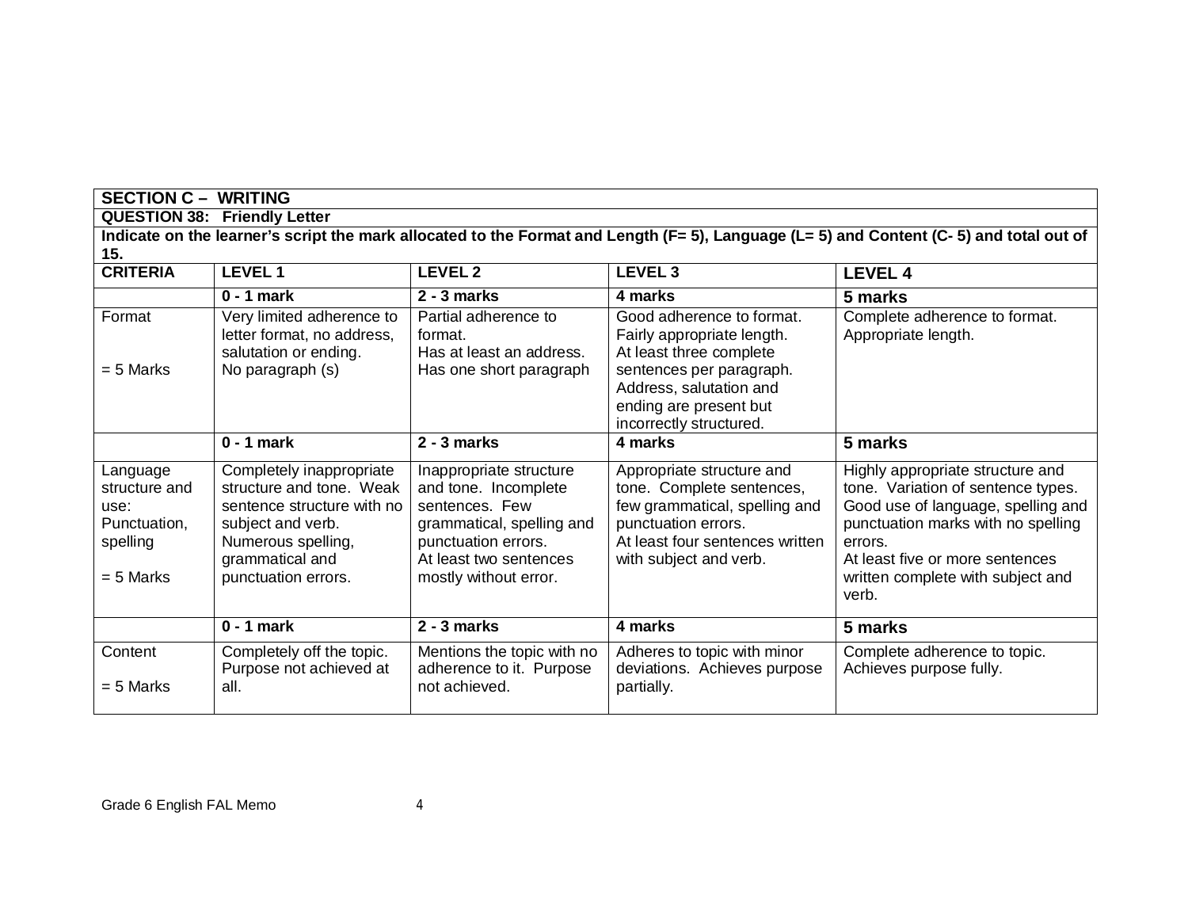## SECTION C – WRITING

### QUESTION 38: Friendly Letter

**Indicate on the learner's script the mark allocated to the Format and Length (F= 5), Language (L= 5) and Content (C- 5) and total out of 15.**

| CRITERIA | LEVEL 1 | LEVEL 2 | LEVEL 3 | LEVEL 4 |
|---|---|---|---|---|
| | **0 - 1 mark** | **2 - 3 marks** | **4 marks** | **5 marks** |
| Format<br><br>= 5 Marks | Very limited adherence to letter format, no address, salutation or ending.<br>No paragraph (s) | Partial adherence to format.<br>Has at least an address.<br>Has one short paragraph | Good adherence to format.<br>Fairly appropriate length.<br>At least three complete sentences per paragraph.<br>Address, salutation and ending are present but incorrectly structured. | Complete adherence to format.<br>Appropriate length. |
| | **0 - 1 mark** | **2 - 3 marks** | **4 marks** | **5 marks** |
| Language structure and use:<br>Punctuation, spelling<br><br>= 5 Marks | Completely inappropriate structure and tone. Weak sentence structure with no subject and verb.<br>Numerous spelling, grammatical and punctuation errors. | Inappropriate structure and tone. Incomplete sentences. Few grammatical, spelling and punctuation errors.<br>At least two sentences mostly without error. | Appropriate structure and tone. Complete sentences, few grammatical, spelling and punctuation errors.<br>At least four sentences written with subject and verb. | Highly appropriate structure and tone. Variation of sentence types. Good use of language, spelling and punctuation marks with no spelling errors.<br>At least five or more sentences written complete with subject and verb. |
| | **0 - 1 mark** | **2 - 3 marks** | **4 marks** | **5 marks** |
| Content<br><br>= 5 Marks | Completely off the topic. Purpose not achieved at all. | Mentions the topic with no adherence to it. Purpose not achieved. | Adheres to topic with minor deviations. Achieves purpose partially. | Complete adherence to topic. Achieves purpose fully. |